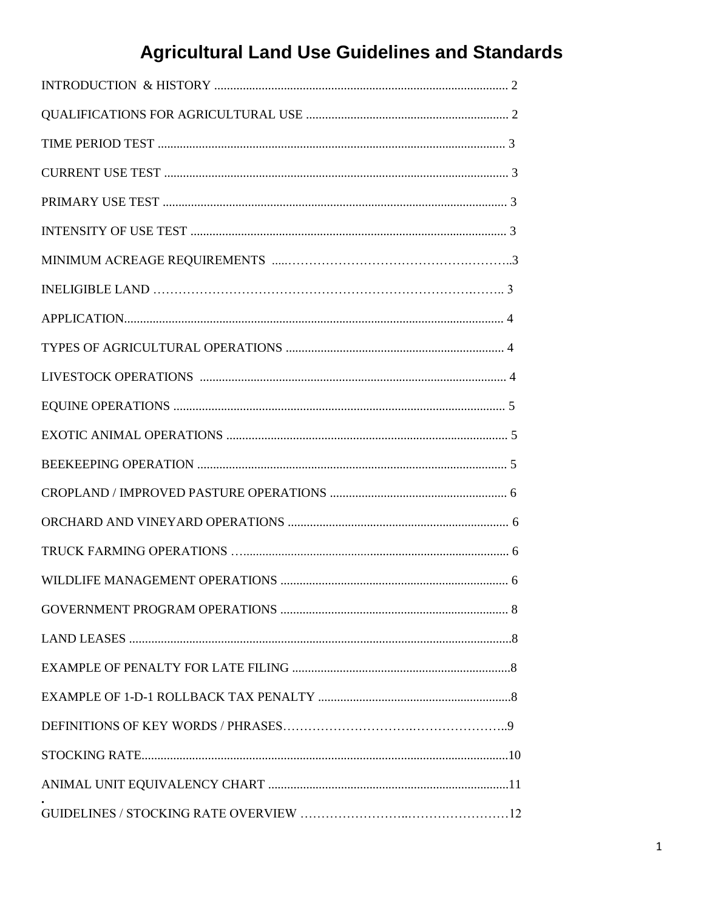# Agricultural Land Use Guidelines and Standards

INTRODUCTION & HISTORY ............................................................................................ 2

QUALIFICATIONS FOR AGRICULTURAL USE ................................................................ 2

TIME PERIOD TEST ............................................................................................................ 3

CURRENT USE TEST ............................................................................................................ 3

PRIMARY USE TEST ............................................................................................................ 3

INTENSITY OF USE TEST ................................................................................................... 3

MINIMUM ACREAGE REQUIREMENTS .....……………………………………….……….3

INELIGIBLE LAND ………………………………………………………………….……. 3

APPLICATION........................................................................................................................ 4

TYPES OF AGRICULTURAL OPERATIONS ..................................................................... 4

LIVESTOCK OPERATIONS ................................................................................................. 4

EQUINE OPERATIONS ......................................................................................................... 5

EXOTIC ANIMAL OPERATIONS ......................................................................................... 5

BEEKEEPING OPERATION .................................................................................................. 5

CROPLAND / IMPROVED PASTURE OPERATIONS ........................................................ 6

ORCHARD AND VINEYARD OPERATIONS ...................................................................... 6

TRUCK FARMING OPERATIONS …................................................................................... 6

WILDLIFE MANAGEMENT OPERATIONS ........................................................................ 6

GOVERNMENT PROGRAM OPERATIONS ........................................................................ 8

LAND LEASES ........................................................................................................................8

EXAMPLE OF PENALTY FOR LATE FILING .....................................................................8

EXAMPLE OF 1-D-1 ROLLBACK TAX PENALTY .............................................................8

DEFINITIONS OF KEY WORDS / PHRASES……………………….…………………..9

STOCKING RATE...................................................................................................................10

ANIMAL UNIT EQUIVALENCY CHART ............................................................................11

GUIDELINES / STOCKING RATE OVERVIEW ……………………..……………………12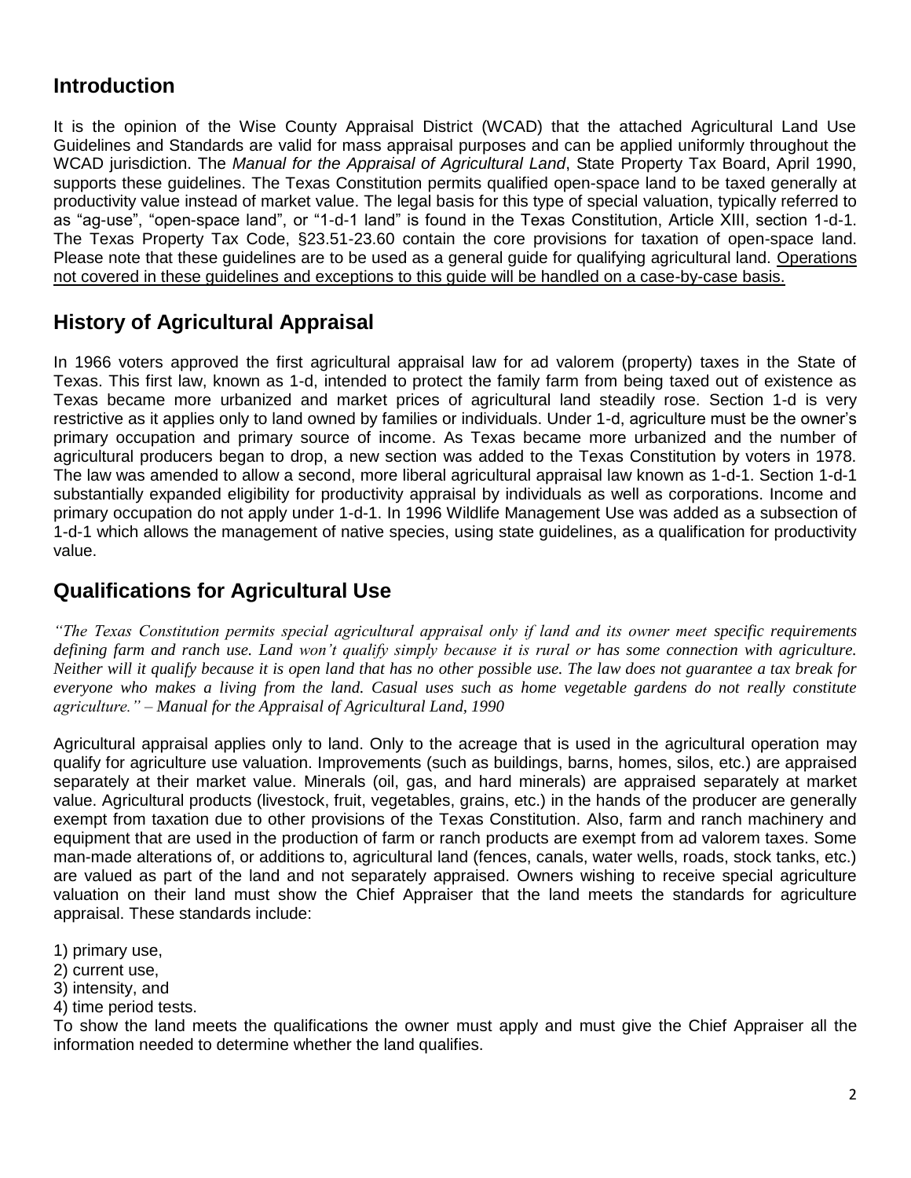## Introduction

It is the opinion of the Wise County Appraisal District (WCAD) that the attached Agricultural Land Use Guidelines and Standards are valid for mass appraisal purposes and can be applied uniformly throughout the WCAD jurisdiction. The *Manual for the Appraisal of Agricultural Land*, State Property Tax Board, April 1990, supports these guidelines. The Texas Constitution permits qualified open-space land to be taxed generally at productivity value instead of market value. The legal basis for this type of special valuation, typically referred to as "ag-use", "open-space land", or "1-d-1 land" is found in the Texas Constitution, Article XIII, section 1-d-1. The Texas Property Tax Code, §23.51-23.60 contain the core provisions for taxation of open-space land. Please note that these guidelines are to be used as a general guide for qualifying agricultural land. <u>Operations not covered in these guidelines and exceptions to this guide will be handled on a case-by-case basis.</u>

## History of Agricultural Appraisal

In 1966 voters approved the first agricultural appraisal law for ad valorem (property) taxes in the State of Texas. This first law, known as 1-d, intended to protect the family farm from being taxed out of existence as Texas became more urbanized and market prices of agricultural land steadily rose. Section 1-d is very restrictive as it applies only to land owned by families or individuals. Under 1-d, agriculture must be the owner's primary occupation and primary source of income. As Texas became more urbanized and the number of agricultural producers began to drop, a new section was added to the Texas Constitution by voters in 1978. The law was amended to allow a second, more liberal agricultural appraisal law known as 1-d-1. Section 1-d-1 substantially expanded eligibility for productivity appraisal by individuals as well as corporations. Income and primary occupation do not apply under 1-d-1. In 1996 Wildlife Management Use was added as a subsection of 1-d-1 which allows the management of native species, using state guidelines, as a qualification for productivity value.

## Qualifications for Agricultural Use

*"The Texas Constitution permits special agricultural appraisal only if land and its owner meet specific requirements defining farm and ranch use. Land won't qualify simply because it is rural or has some connection with agriculture. Neither will it qualify because it is open land that has no other possible use. The law does not guarantee a tax break for everyone who makes a living from the land. Casual uses such as home vegetable gardens do not really constitute agriculture." – Manual for the Appraisal of Agricultural Land, 1990*

Agricultural appraisal applies only to land. Only to the acreage that is used in the agricultural operation may qualify for agriculture use valuation. Improvements (such as buildings, barns, homes, silos, etc.) are appraised separately at their market value. Minerals (oil, gas, and hard minerals) are appraised separately at market value. Agricultural products (livestock, fruit, vegetables, grains, etc.) in the hands of the producer are generally exempt from taxation due to other provisions of the Texas Constitution. Also, farm and ranch machinery and equipment that are used in the production of farm or ranch products are exempt from ad valorem taxes. Some man-made alterations of, or additions to, agricultural land (fences, canals, water wells, roads, stock tanks, etc.) are valued as part of the land and not separately appraised. Owners wishing to receive special agriculture valuation on their land must show the Chief Appraiser that the land meets the standards for agriculture appraisal. These standards include:

1) primary use,
2) current use,
3) intensity, and
4) time period tests.

To show the land meets the qualifications the owner must apply and must give the Chief Appraiser all the information needed to determine whether the land qualifies.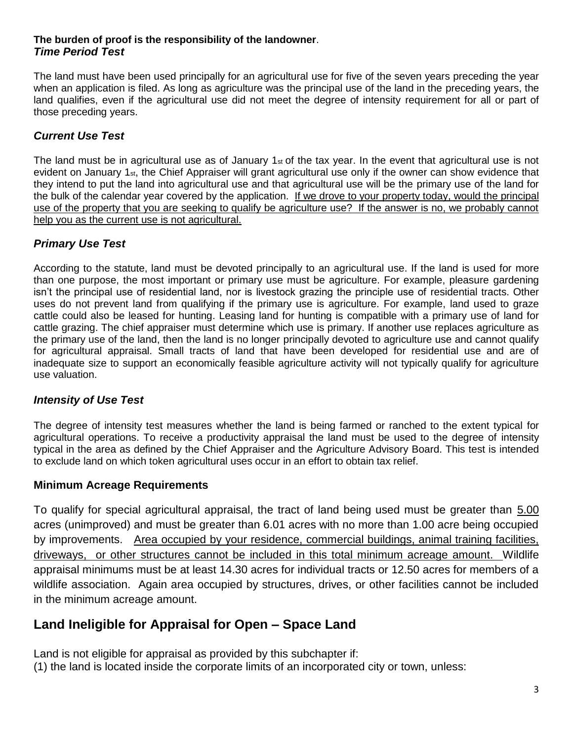**The burden of proof is the responsibility of the landowner**.

***Time Period Test***

The land must have been used principally for an agricultural use for five of the seven years preceding the year when an application is filed. As long as agriculture was the principal use of the land in the preceding years, the land qualifies, even if the agricultural use did not meet the degree of intensity requirement for all or part of those preceding years.

### *Current Use Test*

The land must be in agricultural use as of January 1st of the tax year. In the event that agricultural use is not evident on January 1st, the Chief Appraiser will grant agricultural use only if the owner can show evidence that they intend to put the land into agricultural use and that agricultural use will be the primary use of the land for the bulk of the calendar year covered by the application. <u>If we drove to your property today, would the principal use of the property that you are seeking to qualify be agriculture use? If the answer is no, we probably cannot help you as the current use is not agricultural.</u>

### *Primary Use Test*

According to the statute, land must be devoted principally to an agricultural use. If the land is used for more than one purpose, the most important or primary use must be agriculture. For example, pleasure gardening isn't the principal use of residential land, nor is livestock grazing the principle use of residential tracts. Other uses do not prevent land from qualifying if the primary use is agriculture. For example, land used to graze cattle could also be leased for hunting. Leasing land for hunting is compatible with a primary use of land for cattle grazing. The chief appraiser must determine which use is primary. If another use replaces agriculture as the primary use of the land, then the land is no longer principally devoted to agriculture use and cannot qualify for agricultural appraisal. Small tracts of land that have been developed for residential use and are of inadequate size to support an economically feasible agriculture activity will not typically qualify for agriculture use valuation.

### *Intensity of Use Test*

The degree of intensity test measures whether the land is being farmed or ranched to the extent typical for agricultural operations. To receive a productivity appraisal the land must be used to the degree of intensity typical in the area as defined by the Chief Appraiser and the Agriculture Advisory Board. This test is intended to exclude land on which token agricultural uses occur in an effort to obtain tax relief.

### Minimum Acreage Requirements

To qualify for special agricultural appraisal, the tract of land being used must be greater than <u>5.00</u> acres (unimproved) and must be greater than 6.01 acres with no more than 1.00 acre being occupied by improvements. <u>Area occupied by your residence, commercial buildings, animal training facilities, driveways, or other structures cannot be included in this total minimum acreage amount.</u> Wildlife appraisal minimums must be at least 14.30 acres for individual tracts or 12.50 acres for members of a wildlife association. Again area occupied by structures, drives, or other facilities cannot be included in the minimum acreage amount.

## Land Ineligible for Appraisal for Open – Space Land

Land is not eligible for appraisal as provided by this subchapter if:

(1) the land is located inside the corporate limits of an incorporated city or town, unless: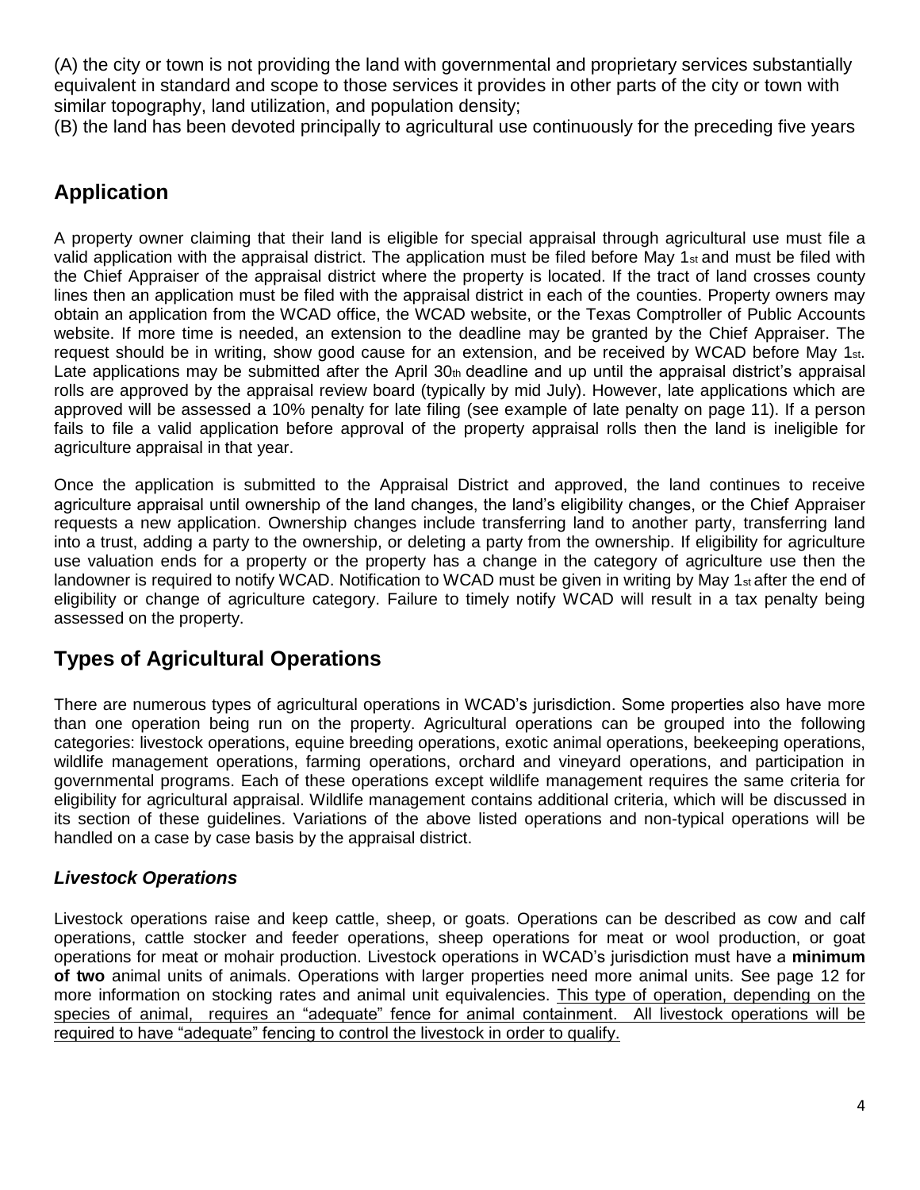(A) the city or town is not providing the land with governmental and proprietary services substantially equivalent in standard and scope to those services it provides in other parts of the city or town with similar topography, land utilization, and population density;

(B) the land has been devoted principally to agricultural use continuously for the preceding five years

## Application

A property owner claiming that their land is eligible for special appraisal through agricultural use must file a valid application with the appraisal district. The application must be filed before May 1st and must be filed with the Chief Appraiser of the appraisal district where the property is located. If the tract of land crosses county lines then an application must be filed with the appraisal district in each of the counties. Property owners may obtain an application from the WCAD office, the WCAD website, or the Texas Comptroller of Public Accounts website. If more time is needed, an extension to the deadline may be granted by the Chief Appraiser. The request should be in writing, show good cause for an extension, and be received by WCAD before May 1st. Late applications may be submitted after the April 30th deadline and up until the appraisal district's appraisal rolls are approved by the appraisal review board (typically by mid July). However, late applications which are approved will be assessed a 10% penalty for late filing (see example of late penalty on page 11). If a person fails to file a valid application before approval of the property appraisal rolls then the land is ineligible for agriculture appraisal in that year.

Once the application is submitted to the Appraisal District and approved, the land continues to receive agriculture appraisal until ownership of the land changes, the land's eligibility changes, or the Chief Appraiser requests a new application. Ownership changes include transferring land to another party, transferring land into a trust, adding a party to the ownership, or deleting a party from the ownership. If eligibility for agriculture use valuation ends for a property or the property has a change in the category of agriculture use then the landowner is required to notify WCAD. Notification to WCAD must be given in writing by May 1st after the end of eligibility or change of agriculture category. Failure to timely notify WCAD will result in a tax penalty being assessed on the property.

## Types of Agricultural Operations

There are numerous types of agricultural operations in WCAD's jurisdiction. Some properties also have more than one operation being run on the property. Agricultural operations can be grouped into the following categories: livestock operations, equine breeding operations, exotic animal operations, beekeeping operations, wildlife management operations, farming operations, orchard and vineyard operations, and participation in governmental programs. Each of these operations except wildlife management requires the same criteria for eligibility for agricultural appraisal. Wildlife management contains additional criteria, which will be discussed in its section of these guidelines. Variations of the above listed operations and non-typical operations will be handled on a case by case basis by the appraisal district.

### *Livestock Operations*

Livestock operations raise and keep cattle, sheep, or goats. Operations can be described as cow and calf operations, cattle stocker and feeder operations, sheep operations for meat or wool production, or goat operations for meat or mohair production. Livestock operations in WCAD's jurisdiction must have a **minimum of two** animal units of animals. Operations with larger properties need more animal units. See page 12 for more information on stocking rates and animal unit equivalencies. This type of operation, depending on the species of animal, requires an "adequate" fence for animal containment. All livestock operations will be required to have "adequate" fencing to control the livestock in order to qualify.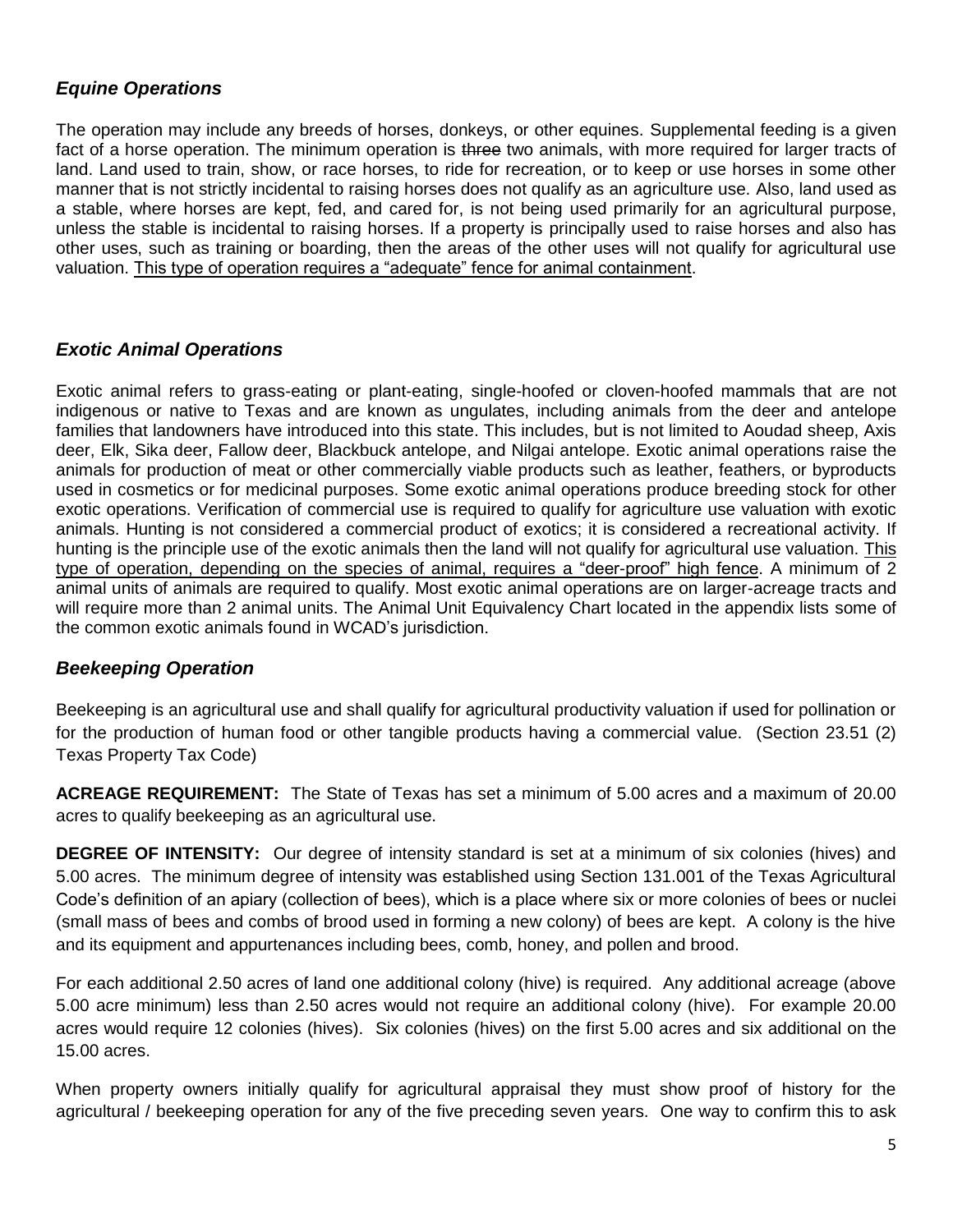### *Equine Operations*

The operation may include any breeds of horses, donkeys, or other equines. Supplemental feeding is a given fact of a horse operation. The minimum operation is ~~three~~ two animals, with more required for larger tracts of land. Land used to train, show, or race horses, to ride for recreation, or to keep or use horses in some other manner that is not strictly incidental to raising horses does not qualify as an agriculture use. Also, land used as a stable, where horses are kept, fed, and cared for, is not being used primarily for an agricultural purpose, unless the stable is incidental to raising horses. If a property is principally used to raise horses and also has other uses, such as training or boarding, then the areas of the other uses will not qualify for agricultural use valuation. <u>This type of operation requires a "adequate" fence for animal containment</u>.

### *Exotic Animal Operations*

Exotic animal refers to grass-eating or plant-eating, single-hoofed or cloven-hoofed mammals that are not indigenous or native to Texas and are known as ungulates, including animals from the deer and antelope families that landowners have introduced into this state. This includes, but is not limited to Aoudad sheep, Axis deer, Elk, Sika deer, Fallow deer, Blackbuck antelope, and Nilgai antelope. Exotic animal operations raise the animals for production of meat or other commercially viable products such as leather, feathers, or byproducts used in cosmetics or for medicinal purposes. Some exotic animal operations produce breeding stock for other exotic operations. Verification of commercial use is required to qualify for agriculture use valuation with exotic animals. Hunting is not considered a commercial product of exotics; it is considered a recreational activity. If hunting is the principle use of the exotic animals then the land will not qualify for agricultural use valuation. <u>This type of operation, depending on the species of animal, requires a "deer-proof" high fence</u>. A minimum of 2 animal units of animals are required to qualify. Most exotic animal operations are on larger-acreage tracts and will require more than 2 animal units. The Animal Unit Equivalency Chart located in the appendix lists some of the common exotic animals found in WCAD's jurisdiction.

### *Beekeeping Operation*

Beekeeping is an agricultural use and shall qualify for agricultural productivity valuation if used for pollination or for the production of human food or other tangible products having a commercial value. (Section 23.51 (2) Texas Property Tax Code)

**ACREAGE REQUIREMENT:** The State of Texas has set a minimum of 5.00 acres and a maximum of 20.00 acres to qualify beekeeping as an agricultural use.

**DEGREE OF INTENSITY:** Our degree of intensity standard is set at a minimum of six colonies (hives) and 5.00 acres. The minimum degree of intensity was established using Section 131.001 of the Texas Agricultural Code's definition of an apiary (collection of bees), which is a place where six or more colonies of bees or nuclei (small mass of bees and combs of brood used in forming a new colony) of bees are kept. A colony is the hive and its equipment and appurtenances including bees, comb, honey, and pollen and brood.

For each additional 2.50 acres of land one additional colony (hive) is required. Any additional acreage (above 5.00 acre minimum) less than 2.50 acres would not require an additional colony (hive). For example 20.00 acres would require 12 colonies (hives). Six colonies (hives) on the first 5.00 acres and six additional on the 15.00 acres.

When property owners initially qualify for agricultural appraisal they must show proof of history for the agricultural / beekeeping operation for any of the five preceding seven years. One way to confirm this to ask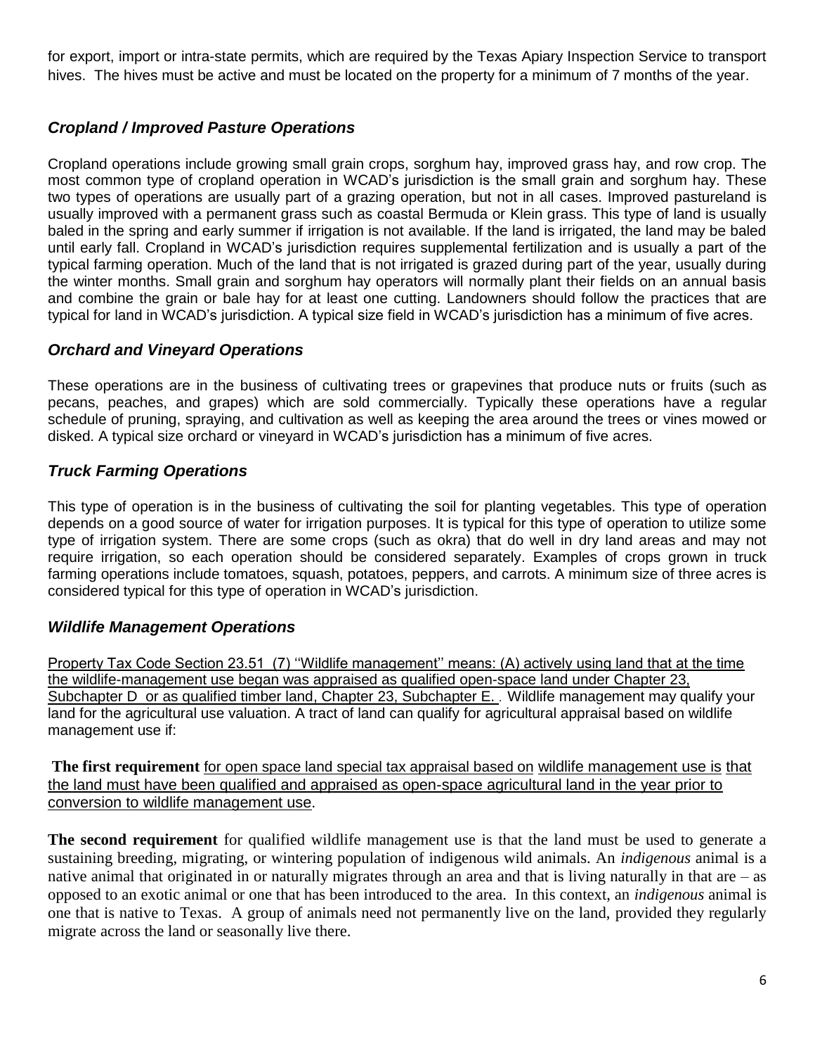for export, import or intra-state permits, which are required by the Texas Apiary Inspection Service to transport hives. The hives must be active and must be located on the property for a minimum of 7 months of the year.

### *Cropland / Improved Pasture Operations*

Cropland operations include growing small grain crops, sorghum hay, improved grass hay, and row crop. The most common type of cropland operation in WCAD's jurisdiction is the small grain and sorghum hay. These two types of operations are usually part of a grazing operation, but not in all cases. Improved pastureland is usually improved with a permanent grass such as coastal Bermuda or Klein grass. This type of land is usually baled in the spring and early summer if irrigation is not available. If the land is irrigated, the land may be baled until early fall. Cropland in WCAD's jurisdiction requires supplemental fertilization and is usually a part of the typical farming operation. Much of the land that is not irrigated is grazed during part of the year, usually during the winter months. Small grain and sorghum hay operators will normally plant their fields on an annual basis and combine the grain or bale hay for at least one cutting. Landowners should follow the practices that are typical for land in WCAD's jurisdiction. A typical size field in WCAD's jurisdiction has a minimum of five acres.

### *Orchard and Vineyard Operations*

These operations are in the business of cultivating trees or grapevines that produce nuts or fruits (such as pecans, peaches, and grapes) which are sold commercially. Typically these operations have a regular schedule of pruning, spraying, and cultivation as well as keeping the area around the trees or vines mowed or disked. A typical size orchard or vineyard in WCAD's jurisdiction has a minimum of five acres.

### *Truck Farming Operations*

This type of operation is in the business of cultivating the soil for planting vegetables. This type of operation depends on a good source of water for irrigation purposes. It is typical for this type of operation to utilize some type of irrigation system. There are some crops (such as okra) that do well in dry land areas and may not require irrigation, so each operation should be considered separately. Examples of crops grown in truck farming operations include tomatoes, squash, potatoes, peppers, and carrots. A minimum size of three acres is considered typical for this type of operation in WCAD's jurisdiction.

### *Wildlife Management Operations*

Property Tax Code Section 23.51 (7) ''Wildlife management'' means: (A) actively using land that at the time the wildlife-management use began was appraised as qualified open-space land under Chapter 23, Subchapter D or as qualified timber land, Chapter 23, Subchapter E. . Wildlife management may qualify your land for the agricultural use valuation. A tract of land can qualify for agricultural appraisal based on wildlife management use if:

**The first requirement** for open space land special tax appraisal based on wildlife management use is that the land must have been qualified and appraised as open-space agricultural land in the year prior to conversion to wildlife management use.

**The second requirement** for qualified wildlife management use is that the land must be used to generate a sustaining breeding, migrating, or wintering population of indigenous wild animals. An *indigenous* animal is a native animal that originated in or naturally migrates through an area and that is living naturally in that are – as opposed to an exotic animal or one that has been introduced to the area. In this context, an *indigenous* animal is one that is native to Texas. A group of animals need not permanently live on the land, provided they regularly migrate across the land or seasonally live there.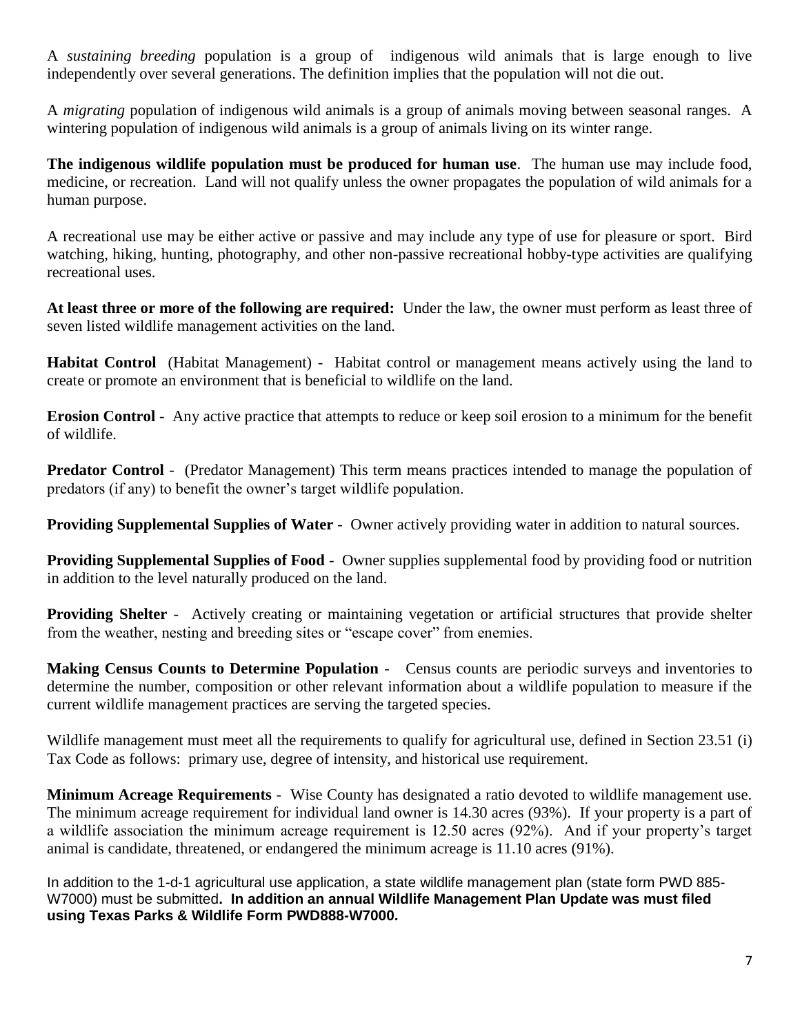A *sustaining breeding* population is a group of indigenous wild animals that is large enough to live independently over several generations. The definition implies that the population will not die out.

A *migrating* population of indigenous wild animals is a group of animals moving between seasonal ranges. A wintering population of indigenous wild animals is a group of animals living on its winter range.

**The indigenous wildlife population must be produced for human use**. The human use may include food, medicine, or recreation. Land will not qualify unless the owner propagates the population of wild animals for a human purpose.

A recreational use may be either active or passive and may include any type of use for pleasure or sport. Bird watching, hiking, hunting, photography, and other non-passive recreational hobby-type activities are qualifying recreational uses.

**At least three or more of the following are required:** Under the law, the owner must perform as least three of seven listed wildlife management activities on the land.

**Habitat Control** (Habitat Management) - Habitat control or management means actively using the land to create or promote an environment that is beneficial to wildlife on the land.

**Erosion Control** - Any active practice that attempts to reduce or keep soil erosion to a minimum for the benefit of wildlife.

**Predator Control** - (Predator Management) This term means practices intended to manage the population of predators (if any) to benefit the owner's target wildlife population.

**Providing Supplemental Supplies of Water** - Owner actively providing water in addition to natural sources.

**Providing Supplemental Supplies of Food** - Owner supplies supplemental food by providing food or nutrition in addition to the level naturally produced on the land.

**Providing Shelter** - Actively creating or maintaining vegetation or artificial structures that provide shelter from the weather, nesting and breeding sites or "escape cover" from enemies.

**Making Census Counts to Determine Population** - Census counts are periodic surveys and inventories to determine the number, composition or other relevant information about a wildlife population to measure if the current wildlife management practices are serving the targeted species.

Wildlife management must meet all the requirements to qualify for agricultural use, defined in Section 23.51 (i) Tax Code as follows: primary use, degree of intensity, and historical use requirement.

**Minimum Acreage Requirements** - Wise County has designated a ratio devoted to wildlife management use. The minimum acreage requirement for individual land owner is 14.30 acres (93%). If your property is a part of a wildlife association the minimum acreage requirement is 12.50 acres (92%). And if your property's target animal is candidate, threatened, or endangered the minimum acreage is 11.10 acres (91%).

In addition to the 1-d-1 agricultural use application, a state wildlife management plan (state form PWD 885-W7000) must be submitted**. In addition an annual Wildlife Management Plan Update was must filed using Texas Parks & Wildlife Form PWD888-W7000.**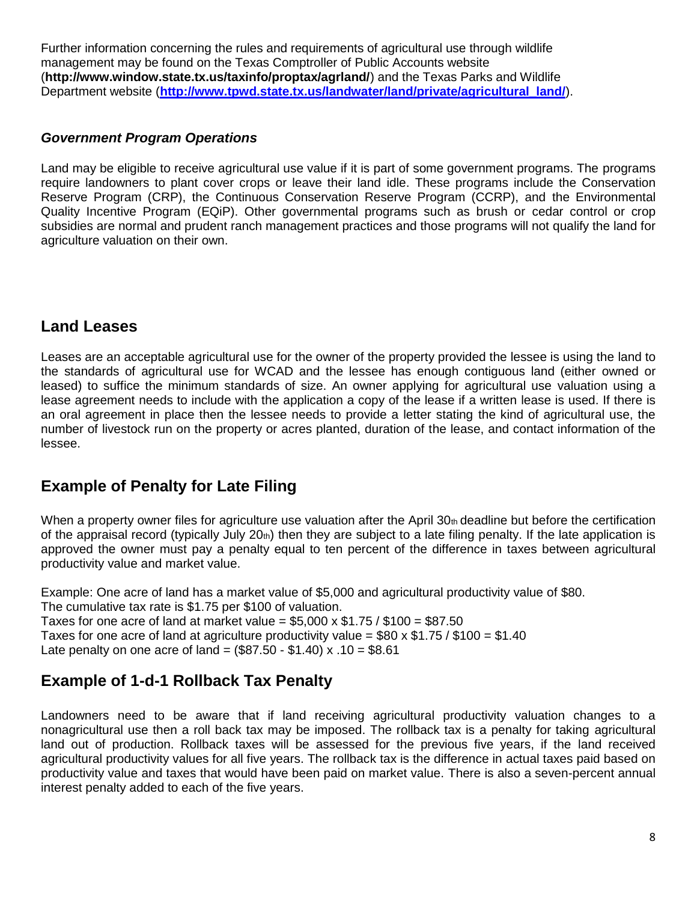Further information concerning the rules and requirements of agricultural use through wildlife management may be found on the Texas Comptroller of Public Accounts website (**http://www.window.state.tx.us/taxinfo/proptax/agrland/**) and the Texas Parks and Wildlife Department website (**http://www.tpwd.state.tx.us/landwater/land/private/agricultural_land/**).

### *Government Program Operations*

Land may be eligible to receive agricultural use value if it is part of some government programs. The programs require landowners to plant cover crops or leave their land idle. These programs include the Conservation Reserve Program (CRP), the Continuous Conservation Reserve Program (CCRP), and the Environmental Quality Incentive Program (EQiP). Other governmental programs such as brush or cedar control or crop subsidies are normal and prudent ranch management practices and those programs will not qualify the land for agriculture valuation on their own.

## Land Leases

Leases are an acceptable agricultural use for the owner of the property provided the lessee is using the land to the standards of agricultural use for WCAD and the lessee has enough contiguous land (either owned or leased) to suffice the minimum standards of size. An owner applying for agricultural use valuation using a lease agreement needs to include with the application a copy of the lease if a written lease is used. If there is an oral agreement in place then the lessee needs to provide a letter stating the kind of agricultural use, the number of livestock run on the property or acres planted, duration of the lease, and contact information of the lessee.

## Example of Penalty for Late Filing

When a property owner files for agriculture use valuation after the April 30th deadline but before the certification of the appraisal record (typically July 20th) then they are subject to a late filing penalty. If the late application is approved the owner must pay a penalty equal to ten percent of the difference in taxes between agricultural productivity value and market value.

Example: One acre of land has a market value of $5,000 and agricultural productivity value of $80.
The cumulative tax rate is $1.75 per $100 of valuation.
Taxes for one acre of land at market value = $5,000 x $1.75 / $100 = $87.50
Taxes for one acre of land at agriculture productivity value = $80 x $1.75 / $100 = $1.40
Late penalty on one acre of land = ($87.50 - $1.40) x .10 = $8.61

## Example of 1-d-1 Rollback Tax Penalty

Landowners need to be aware that if land receiving agricultural productivity valuation changes to a nonagricultural use then a roll back tax may be imposed. The rollback tax is a penalty for taking agricultural land out of production. Rollback taxes will be assessed for the previous five years, if the land received agricultural productivity values for all five years. The rollback tax is the difference in actual taxes paid based on productivity value and taxes that would have been paid on market value. There is also a seven-percent annual interest penalty added to each of the five years.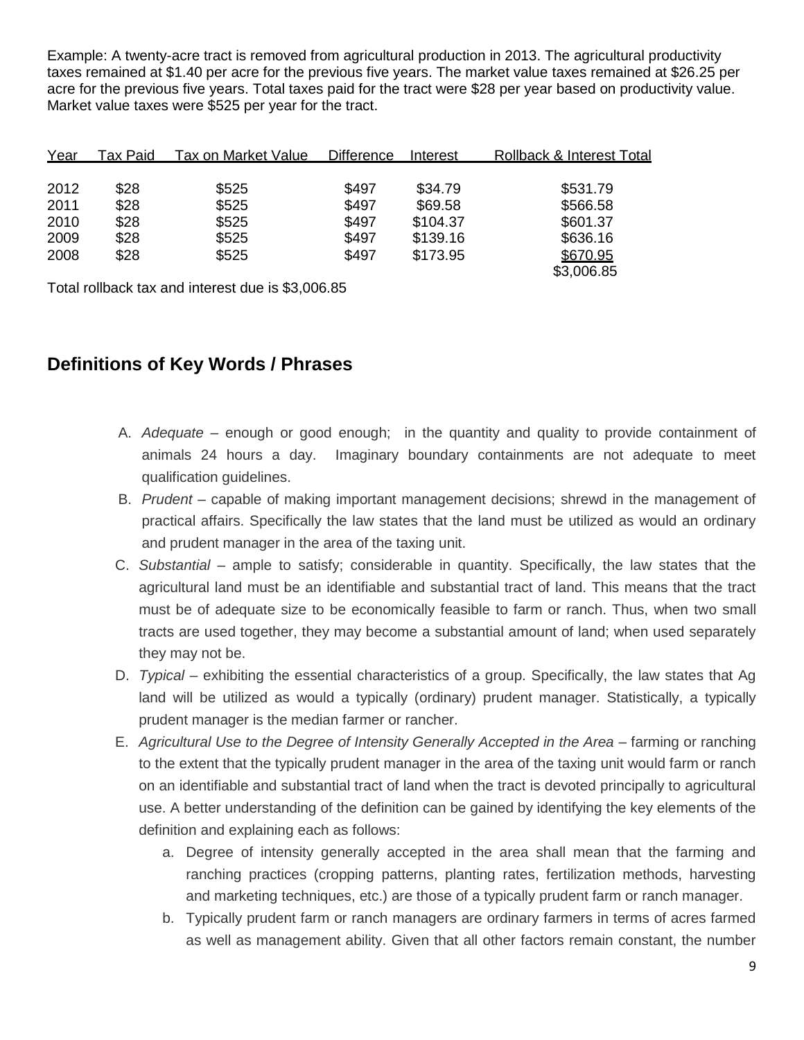Example: A twenty-acre tract is removed from agricultural production in 2013. The agricultural productivity taxes remained at $1.40 per acre for the previous five years. The market value taxes remained at $26.25 per acre for the previous five years. Total taxes paid for the tract were $28 per year based on productivity value. Market value taxes were $525 per year for the tract.

| Year | Tax Paid | Tax on Market Value | Difference | Interest | Rollback & Interest Total |
|---|---|---|---|---|---|
| 2012 | $28 | $525 | $497 | $34.79 | $531.79 |
| 2011 | $28 | $525 | $497 | $69.58 | $566.58 |
| 2010 | $28 | $525 | $497 | $104.37 | $601.37 |
| 2009 | $28 | $525 | $497 | $139.16 | $636.16 |
| 2008 | $28 | $525 | $497 | $173.95 | $670.95 |
| | | | | | $3,006.85 |

Total rollback tax and interest due is $3,006.85

## Definitions of Key Words / Phrases

A. *Adequate* – enough or good enough; in the quantity and quality to provide containment of animals 24 hours a day. Imaginary boundary containments are not adequate to meet qualification guidelines.

B. *Prudent* – capable of making important management decisions; shrewd in the management of practical affairs. Specifically the law states that the land must be utilized as would an ordinary and prudent manager in the area of the taxing unit.

C. *Substantial* – ample to satisfy; considerable in quantity. Specifically, the law states that the agricultural land must be an identifiable and substantial tract of land. This means that the tract must be of adequate size to be economically feasible to farm or ranch. Thus, when two small tracts are used together, they may become a substantial amount of land; when used separately they may not be.

D. *Typical* – exhibiting the essential characteristics of a group. Specifically, the law states that Ag land will be utilized as would a typically (ordinary) prudent manager. Statistically, a typically prudent manager is the median farmer or rancher.

E. *Agricultural Use to the Degree of Intensity Generally Accepted in the Area* – farming or ranching to the extent that the typically prudent manager in the area of the taxing unit would farm or ranch on an identifiable and substantial tract of land when the tract is devoted principally to agricultural use. A better understanding of the definition can be gained by identifying the key elements of the definition and explaining each as follows:

   a. Degree of intensity generally accepted in the area shall mean that the farming and ranching practices (cropping patterns, planting rates, fertilization methods, harvesting and marketing techniques, etc.) are those of a typically prudent farm or ranch manager.

   b. Typically prudent farm or ranch managers are ordinary farmers in terms of acres farmed as well as management ability. Given that all other factors remain constant, the number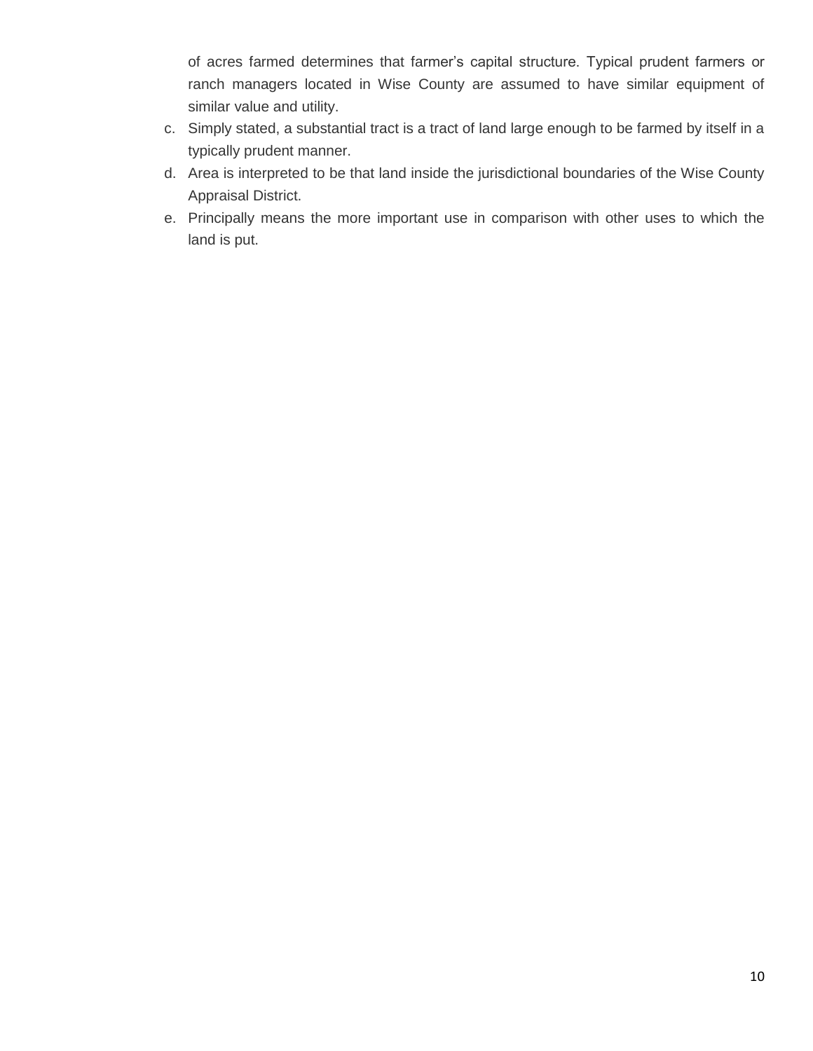of acres farmed determines that farmer's capital structure. Typical prudent farmers or ranch managers located in Wise County are assumed to have similar equipment of similar value and utility.

c. Simply stated, a substantial tract is a tract of land large enough to be farmed by itself in a typically prudent manner.
d. Area is interpreted to be that land inside the jurisdictional boundaries of the Wise County Appraisal District.
e. Principally means the more important use in comparison with other uses to which the land is put.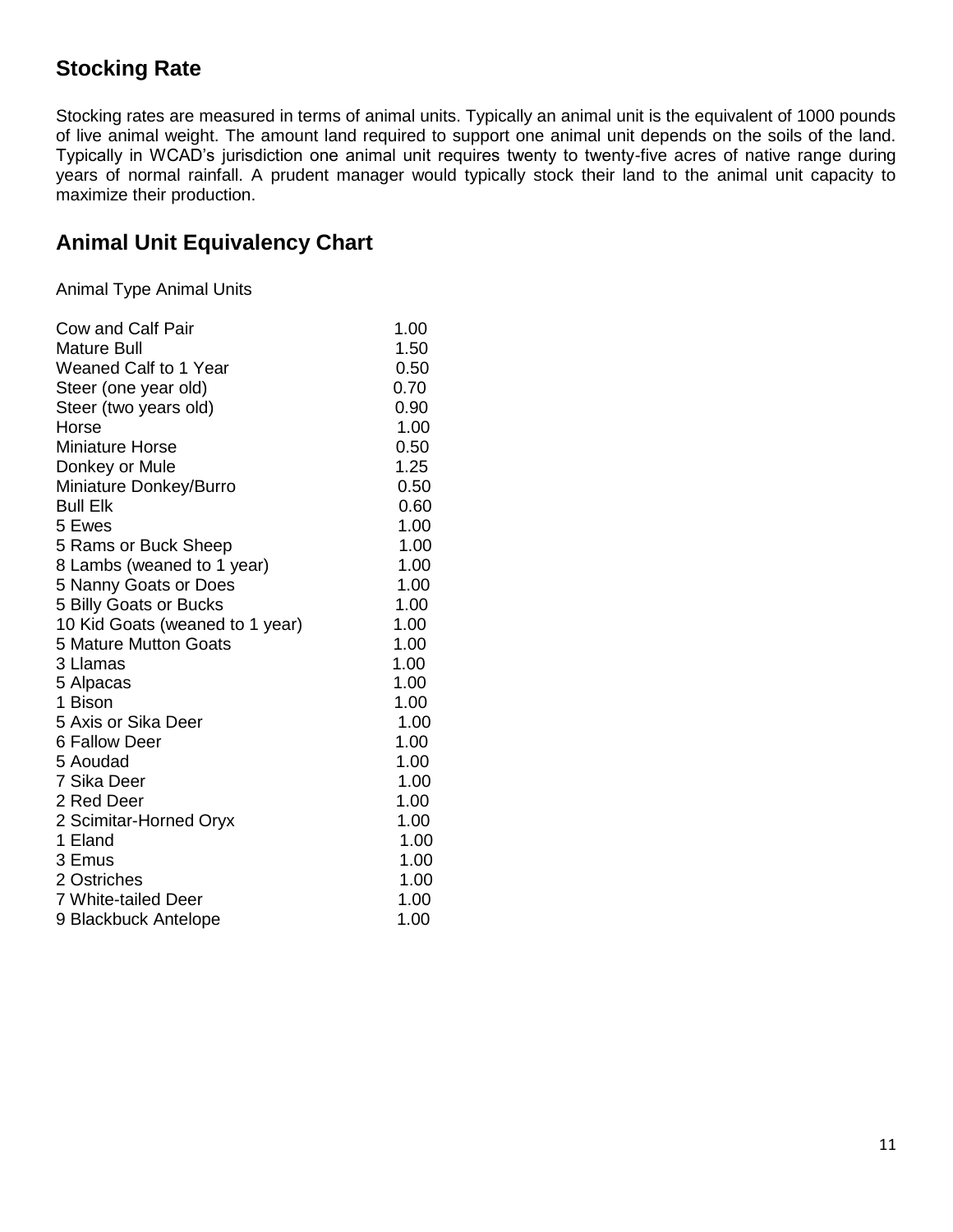## Stocking Rate

Stocking rates are measured in terms of animal units. Typically an animal unit is the equivalent of 1000 pounds of live animal weight. The amount land required to support one animal unit depends on the soils of the land. Typically in WCAD's jurisdiction one animal unit requires twenty to twenty-five acres of native range during years of normal rainfall. A prudent manager would typically stock their land to the animal unit capacity to maximize their production.

## Animal Unit Equivalency Chart

| Animal Type | Animal Units |
|---|---|
| Cow and Calf Pair | 1.00 |
| Mature Bull | 1.50 |
| Weaned Calf to 1 Year | 0.50 |
| Steer (one year old) | 0.70 |
| Steer (two years old) | 0.90 |
| Horse | 1.00 |
| Miniature Horse | 0.50 |
| Donkey or Mule | 1.25 |
| Miniature Donkey/Burro | 0.50 |
| Bull Elk | 0.60 |
| 5 Ewes | 1.00 |
| 5 Rams or Buck Sheep | 1.00 |
| 8 Lambs (weaned to 1 year) | 1.00 |
| 5 Nanny Goats or Does | 1.00 |
| 5 Billy Goats or Bucks | 1.00 |
| 10 Kid Goats (weaned to 1 year) | 1.00 |
| 5 Mature Mutton Goats | 1.00 |
| 3 Llamas | 1.00 |
| 5 Alpacas | 1.00 |
| 1 Bison | 1.00 |
| 5 Axis or Sika Deer | 1.00 |
| 6 Fallow Deer | 1.00 |
| 5 Aoudad | 1.00 |
| 7 Sika Deer | 1.00 |
| 2 Red Deer | 1.00 |
| 2 Scimitar-Horned Oryx | 1.00 |
| 1 Eland | 1.00 |
| 3 Emus | 1.00 |
| 2 Ostriches | 1.00 |
| 7 White-tailed Deer | 1.00 |
| 9 Blackbuck Antelope | 1.00 |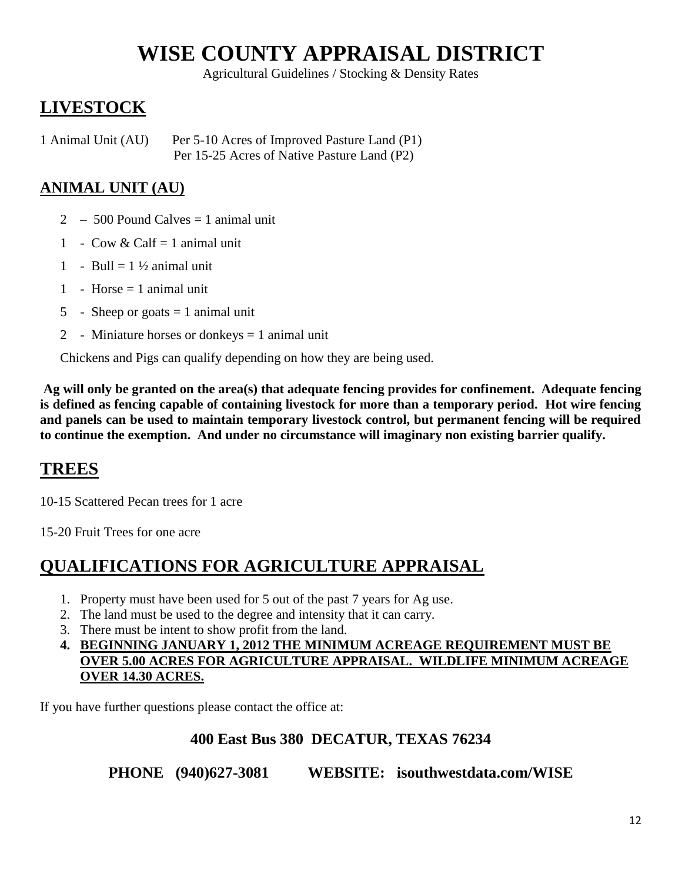# WISE COUNTY APPRAISAL DISTRICT

Agricultural Guidelines / Stocking & Density Rates

## LIVESTOCK

1 Animal Unit (AU) Per 5-10 Acres of Improved Pasture Land (P1)
Per 15-25 Acres of Native Pasture Land (P2)

### ANIMAL UNIT (AU)

- 2 – 500 Pound Calves = 1 animal unit
- 1 - Cow & Calf = 1 animal unit
- 1 - Bull = 1 ½ animal unit
- 1 - Horse = 1 animal unit
- 5 - Sheep or goats = 1 animal unit
- 2 - Miniature horses or donkeys = 1 animal unit

Chickens and Pigs can qualify depending on how they are being used.

**Ag will only be granted on the area(s) that adequate fencing provides for confinement. Adequate fencing is defined as fencing capable of containing livestock for more than a temporary period. Hot wire fencing and panels can be used to maintain temporary livestock control, but permanent fencing will be required to continue the exemption. And under no circumstance will imaginary non existing barrier qualify.**

## TREES

10-15 Scattered Pecan trees for 1 acre

15-20 Fruit Trees for one acre

## QUALIFICATIONS FOR AGRICULTURE APPRAISAL

1. Property must have been used for 5 out of the past 7 years for Ag use.
2. The land must be used to the degree and intensity that it can carry.
3. There must be intent to show profit from the land.
4. **BEGINNING JANUARY 1, 2012 THE MINIMUM ACREAGE REQUIREMENT MUST BE OVER 5.00 ACRES FOR AGRICULTURE APPRAISAL. WILDLIFE MINIMUM ACREAGE OVER 14.30 ACRES.**

If you have further questions please contact the office at:

**400 East Bus 380 DECATUR, TEXAS 76234**

**PHONE (940)627-3081 WEBSITE: isouthwestdata.com/WISE**